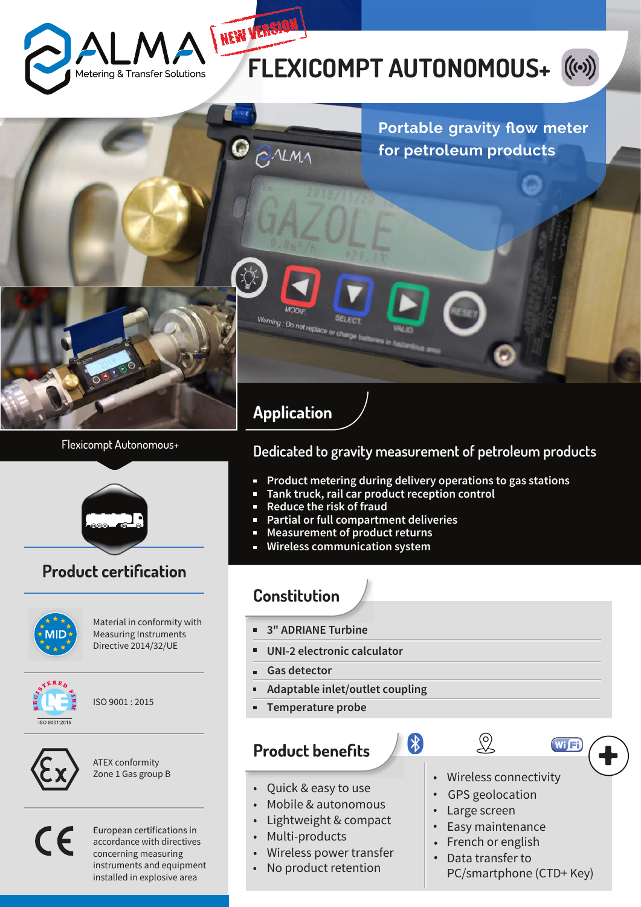# ALMA

Metering & Transfer Solutions

NEW VERSION

# FLEXICOMPT AUTONOMOUS+

Portable gravity flow meter for petroleum products

Flexicompt Autonomous+

## Product certification

Material in conformity with Measuring Instruments Directive 2014/32/UE

ISO 9001 : 2015

ATEX conformity Zone 1 Gas group B

European certifications in accordance with directives concerning measuring instruments and equipment installed in explosive area

## Application

Dedicated to gravity measurement of petroleum products

- **Product metering during delivery operations to gas stations**
- **Tank truck, rail car product reception control**
- **Reduce the risk of fraud**
- **Partial or full compartment deliveries**
- **Measurement of product returns**
- **Wireless communication system**

## Constitution

- **3" ADRIANE Turbine**
- **UNI-2 electronic calculator**
- **Gas detector**
- **Adaptable inlet/outlet coupling**
- **Temperature probe**

## Product benefits

- Quick & easy to use
- Mobile & autonomous
- Lightweight & compact
- Multi-products
- Wireless power transfer
- No product retention

- Wireless connectivity
- GPS geolocation
- Large screen
- Easy maintenance
- French or english
- Data transfer to PC/smartphone (CTD+ Key)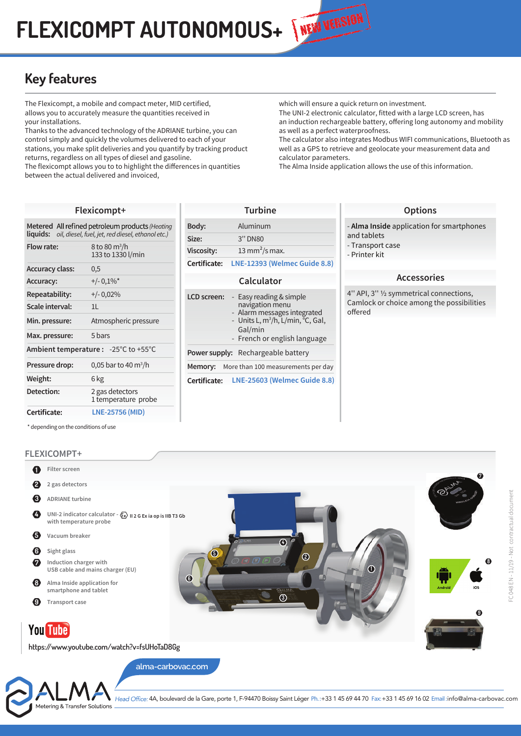# FLEXICOMPT AUTONOMOUS+ NEW VERSION

## Key features

The Flexicompt, a mobile and compact meter, MID certified, allows you to accurately measure the quantities received in your installations.
Thanks to the advanced technology of the ADRIANE turbine, you can control simply and quickly the volumes delivered to each of your stations, you make split deliveries and you quantify by tracking product returns, regardless on all types of diesel and gasoline.
The flexicompt allows you to to highlight the differences in quantities between the actual delivered and invoiced, which will ensure a quick return on investment.
The UNI-2 electronic calculator, fitted with a large LCD screen, has an induction rechargeable battery, offering long autonomy and mobility as well as a perfect waterproofness.
The calculator also integrates Modbus WIFI communications, Bluetooth as well as a GPS to retrieve and geolocate your measurement data and calculator parameters.
The Alma Inside application allows the use of this information.

### Flexicompt+

| | |
|---|---|
| **Metered liquids:** | All refined petroleum products *(Heating oil, diesel, fuel, jet, red diesel, ethanol etc.)* |
| **Flow rate:** | 8 to 80 m³/h<br>133 to 1330 l/min |
| **Accuracy class:** | 0,5 |
| **Accuracy:** | +/- 0,1%* |
| **Repeatability:** | +/- 0,02% |
| **Scale interval:** | 1L |
| **Min. pressure:** | Atmospheric pressure |
| **Max. pressure:** | 5 bars |
| **Ambient temperature :** | -25°C to +55°C |
| **Pressure drop:** | 0,05 bar to 40 m³/h |
| **Weight:** | 6 kg |
| **Detection:** | 2 gas detectors<br>1 temperature probe |
| **Certificate:** | LNE-25756 (MID) |

\* depending on the conditions of use

### Turbine

| | |
|---|---|
| **Body:** | Aluminum |
| **Size:** | 3'' DN80 |
| **Viscosity:** | 13 mm²/s max. |
| **Certificate:** | LNE-12393 (Welmec Guide 8.8) |

### Calculator

| | |
|---|---|
| **LCD screen:** | - Easy reading & simple navigation menu<br>- Alarm messages integrated<br>- Units L, m³/h, L/min, °C, Gal, Gal/min<br>- French or english language |
| **Power supply:** | Rechargeable battery |
| **Memory:** | More than 100 measurements per day |
| **Certificate:** | LNE-25603 (Welmec Guide 8.8) |

### Options

- **Alma Inside** application for smartphones and tablets
- Transport case
- Printer kit

### Accessories

4'' API, 3'' ½ symmetrical connections, Camlock or choice among the possibilities offered

## FLEXICOMPT+

1. Filter screen
2. 2 gas detectors
3. ADRIANE turbine
4. UNI-2 indicator calculator - Ex II 2 G Ex ia op is IIB T3 Gb with temperature probe
5. Vacuum breaker
6. Sight glass
7. Induction charger with USB cable and mains charger (EU)
8. Alma Inside application for smartphone and tablet
9. Transport case

Android iOS

YouTube
https://www.youtube.com/watch?v=fsUHoTaD8Gg

FC 048 EN - 11/19 - Not contractual document

alma-carbovac.com

ALMA Metering & Transfer Solutions

*Head Office:* 4A, boulevard de la Gare, porte 1, F-94470 Boissy Saint Léger Ph.:+33 1 45 69 44 70 Fax: +33 1 45 69 16 02 Email: info@alma-carbovac.com